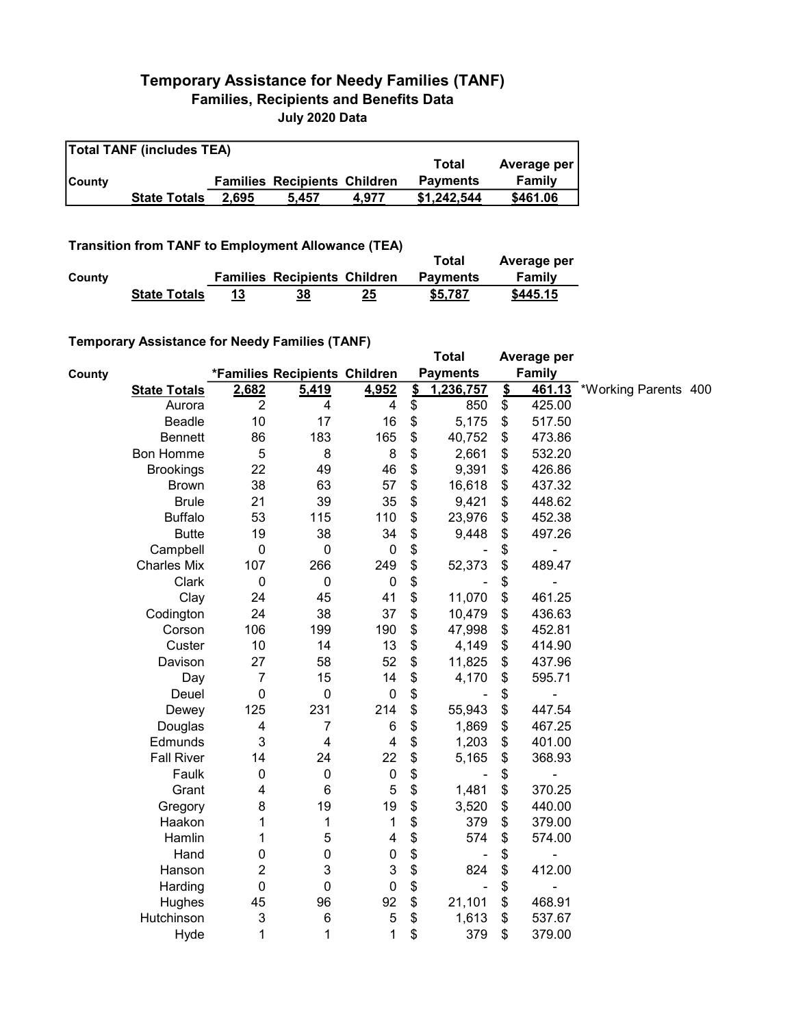# Temporary Assistance for Needy Families (TANF)

## Families, Recipients and Benefits Data

### July 2020 Data

**Total TANF (includes TEA)**

| County | | Families | Recipients | Children | Total Payments | Average per Family |
|---|---|---|---|---|---|---|
| | **State Totals** | **2,695** | **5,457** | **4,977** | **$1,242,544** | **$461.06** |

**Transition from TANF to Employment Allowance (TEA)**

| County | | Families | Recipients | Children | Total Payments | Average per Family |
|---|---|---|---|---|---|---|
| | **State Totals** | **13** | **38** | **25** | **$5,787** | **$445.15** |

**Temporary Assistance for Needy Families (TANF)**

| County | | *Families | Recipients | Children | Total Payments | Average per Family | |
|---|---|---|---|---|---|---|---|
| | **State Totals** | **2,682** | **5,419** | **4,952** | **$ 1,236,757** | **$ 461.13** | *Working Parents 400 |
| | Aurora | 2 | 4 | 4 | $ 850 | $ 425.00 | |
| | Beadle | 10 | 17 | 16 | $ 5,175 | $ 517.50 | |
| | Bennett | 86 | 183 | 165 | $ 40,752 | $ 473.86 | |
| | Bon Homme | 5 | 8 | 8 | $ 2,661 | $ 532.20 | |
| | Brookings | 22 | 49 | 46 | $ 9,391 | $ 426.86 | |
| | Brown | 38 | 63 | 57 | $ 16,618 | $ 437.32 | |
| | Brule | 21 | 39 | 35 | $ 9,421 | $ 448.62 | |
| | Buffalo | 53 | 115 | 110 | $ 23,976 | $ 452.38 | |
| | Butte | 19 | 38 | 34 | $ 9,448 | $ 497.26 | |
| | Campbell | 0 | 0 | 0 | $ - | $ - | |
| | Charles Mix | 107 | 266 | 249 | $ 52,373 | $ 489.47 | |
| | Clark | 0 | 0 | 0 | $ - | $ - | |
| | Clay | 24 | 45 | 41 | $ 11,070 | $ 461.25 | |
| | Codington | 24 | 38 | 37 | $ 10,479 | $ 436.63 | |
| | Corson | 106 | 199 | 190 | $ 47,998 | $ 452.81 | |
| | Custer | 10 | 14 | 13 | $ 4,149 | $ 414.90 | |
| | Davison | 27 | 58 | 52 | $ 11,825 | $ 437.96 | |
| | Day | 7 | 15 | 14 | $ 4,170 | $ 595.71 | |
| | Deuel | 0 | 0 | 0 | $ - | $ - | |
| | Dewey | 125 | 231 | 214 | $ 55,943 | $ 447.54 | |
| | Douglas | 4 | 7 | 6 | $ 1,869 | $ 467.25 | |
| | Edmunds | 3 | 4 | 4 | $ 1,203 | $ 401.00 | |
| | Fall River | 14 | 24 | 22 | $ 5,165 | $ 368.93 | |
| | Faulk | 0 | 0 | 0 | $ - | $ - | |
| | Grant | 4 | 6 | 5 | $ 1,481 | $ 370.25 | |
| | Gregory | 8 | 19 | 19 | $ 3,520 | $ 440.00 | |
| | Haakon | 1 | 1 | 1 | $ 379 | $ 379.00 | |
| | Hamlin | 1 | 5 | 4 | $ 574 | $ 574.00 | |
| | Hand | 0 | 0 | 0 | $ - | $ - | |
| | Hanson | 2 | 3 | 3 | $ 824 | $ 412.00 | |
| | Harding | 0 | 0 | 0 | $ - | $ - | |
| | Hughes | 45 | 96 | 92 | $ 21,101 | $ 468.91 | |
| | Hutchinson | 3 | 6 | 5 | $ 1,613 | $ 537.67 | |
| | Hyde | 1 | 1 | 1 | $ 379 | $ 379.00 | |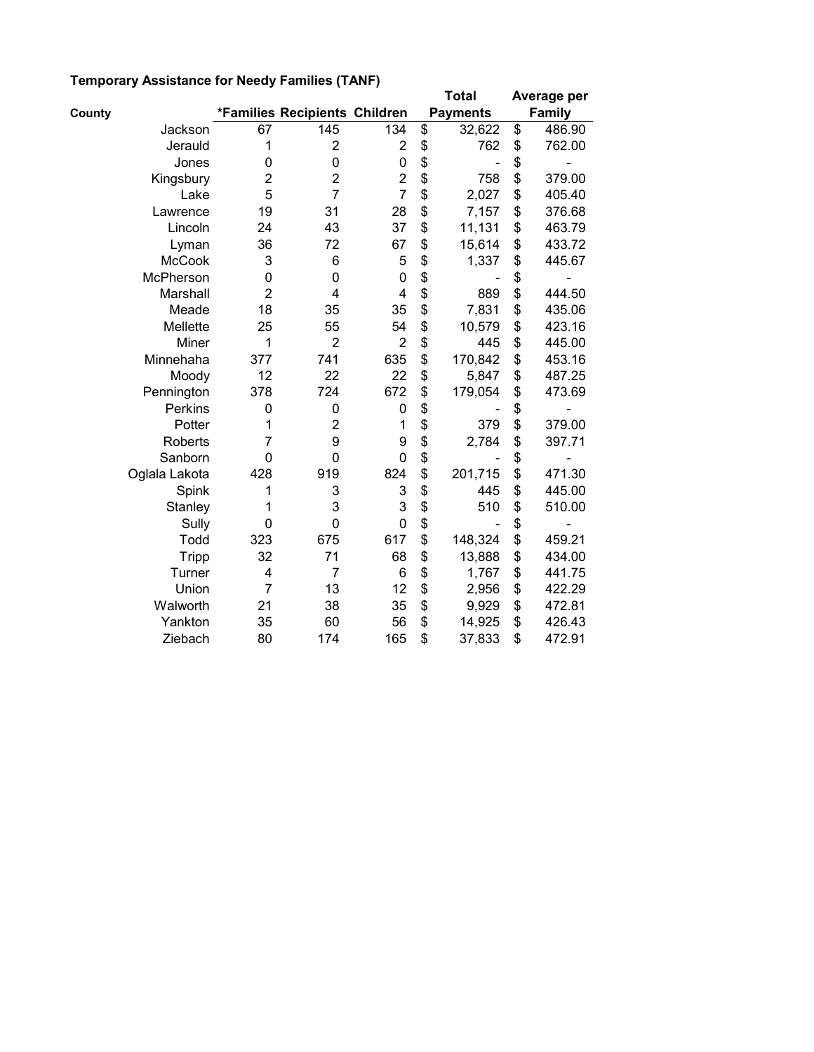**Temporary Assistance for Needy Families (TANF)**

| County | *Families | Recipients | Children | Total Payments | Average per Family |
|---|---|---|---|---|---|
| Jackson | 67 | 145 | 134 | $ 32,622 | $ 486.90 |
| Jerauld | 1 | 2 | 2 | $ 762 | $ 762.00 |
| Jones | 0 | 0 | 0 | $ - | $ - |
| Kingsbury | 2 | 2 | 2 | $ 758 | $ 379.00 |
| Lake | 5 | 7 | 7 | $ 2,027 | $ 405.40 |
| Lawrence | 19 | 31 | 28 | $ 7,157 | $ 376.68 |
| Lincoln | 24 | 43 | 37 | $ 11,131 | $ 463.79 |
| Lyman | 36 | 72 | 67 | $ 15,614 | $ 433.72 |
| McCook | 3 | 6 | 5 | $ 1,337 | $ 445.67 |
| McPherson | 0 | 0 | 0 | $ - | $ - |
| Marshall | 2 | 4 | 4 | $ 889 | $ 444.50 |
| Meade | 18 | 35 | 35 | $ 7,831 | $ 435.06 |
| Mellette | 25 | 55 | 54 | $ 10,579 | $ 423.16 |
| Miner | 1 | 2 | 2 | $ 445 | $ 445.00 |
| Minnehaha | 377 | 741 | 635 | $ 170,842 | $ 453.16 |
| Moody | 12 | 22 | 22 | $ 5,847 | $ 487.25 |
| Pennington | 378 | 724 | 672 | $ 179,054 | $ 473.69 |
| Perkins | 0 | 0 | 0 | $ - | $ - |
| Potter | 1 | 2 | 1 | $ 379 | $ 379.00 |
| Roberts | 7 | 9 | 9 | $ 2,784 | $ 397.71 |
| Sanborn | 0 | 0 | 0 | $ - | $ - |
| Oglala Lakota | 428 | 919 | 824 | $ 201,715 | $ 471.30 |
| Spink | 1 | 3 | 3 | $ 445 | $ 445.00 |
| Stanley | 1 | 3 | 3 | $ 510 | $ 510.00 |
| Sully | 0 | 0 | 0 | $ - | $ - |
| Todd | 323 | 675 | 617 | $ 148,324 | $ 459.21 |
| Tripp | 32 | 71 | 68 | $ 13,888 | $ 434.00 |
| Turner | 4 | 7 | 6 | $ 1,767 | $ 441.75 |
| Union | 7 | 13 | 12 | $ 2,956 | $ 422.29 |
| Walworth | 21 | 38 | 35 | $ 9,929 | $ 472.81 |
| Yankton | 35 | 60 | 56 | $ 14,925 | $ 426.43 |
| Ziebach | 80 | 174 | 165 | $ 37,833 | $ 472.91 |